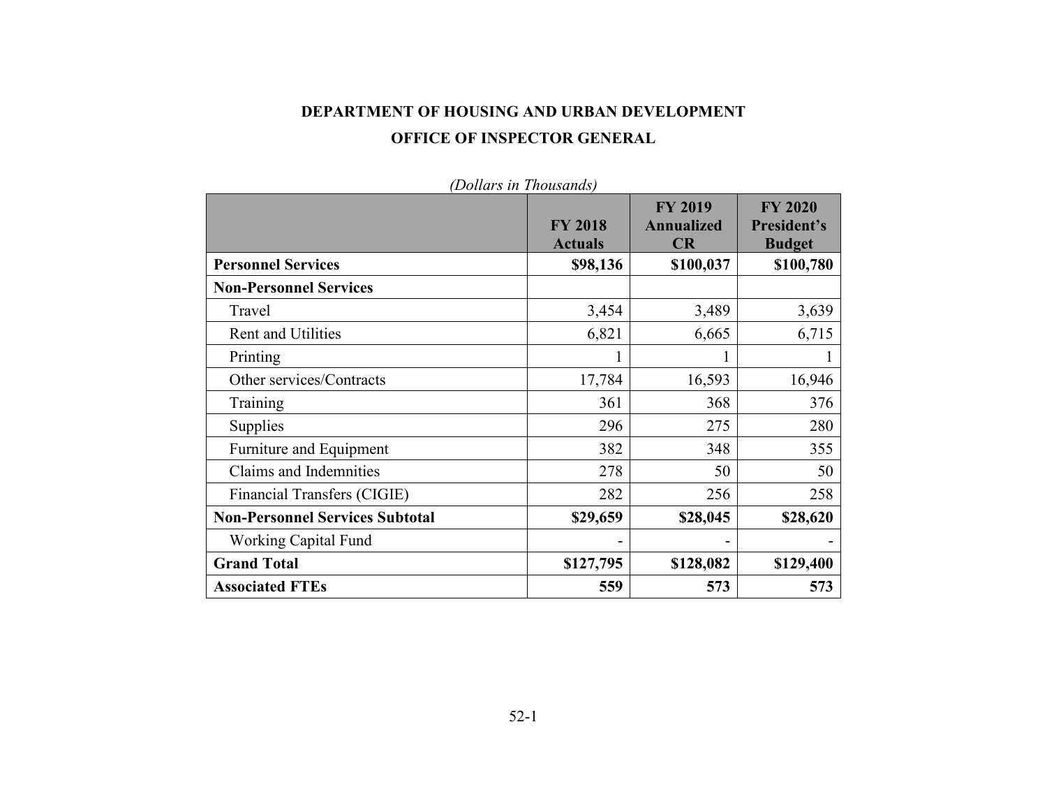# DEPARTMENT OF HOUSING AND URBAN DEVELOPMENT

## OFFICE OF INSPECTOR GENERAL

*(Dollars in Thousands)*

| | FY 2018 Actuals | FY 2019 Annualized CR | FY 2020 President's Budget |
|---|---|---|---|
| **Personnel Services** | **$98,136** | **$100,037** | **$100,780** |
| **Non-Personnel Services** | | | |
| Travel | 3,454 | 3,489 | 3,639 |
| Rent and Utilities | 6,821 | 6,665 | 6,715 |
| Printing | 1 | 1 | 1 |
| Other services/Contracts | 17,784 | 16,593 | 16,946 |
| Training | 361 | 368 | 376 |
| Supplies | 296 | 275 | 280 |
| Furniture and Equipment | 382 | 348 | 355 |
| Claims and Indemnities | 278 | 50 | 50 |
| Financial Transfers (CIGIE) | 282 | 256 | 258 |
| **Non-Personnel Services Subtotal** | **$29,659** | **$28,045** | **$28,620** |
| Working Capital Fund | - | - | - |
| **Grand Total** | **$127,795** | **$128,082** | **$129,400** |
| **Associated FTEs** | **559** | **573** | **573** |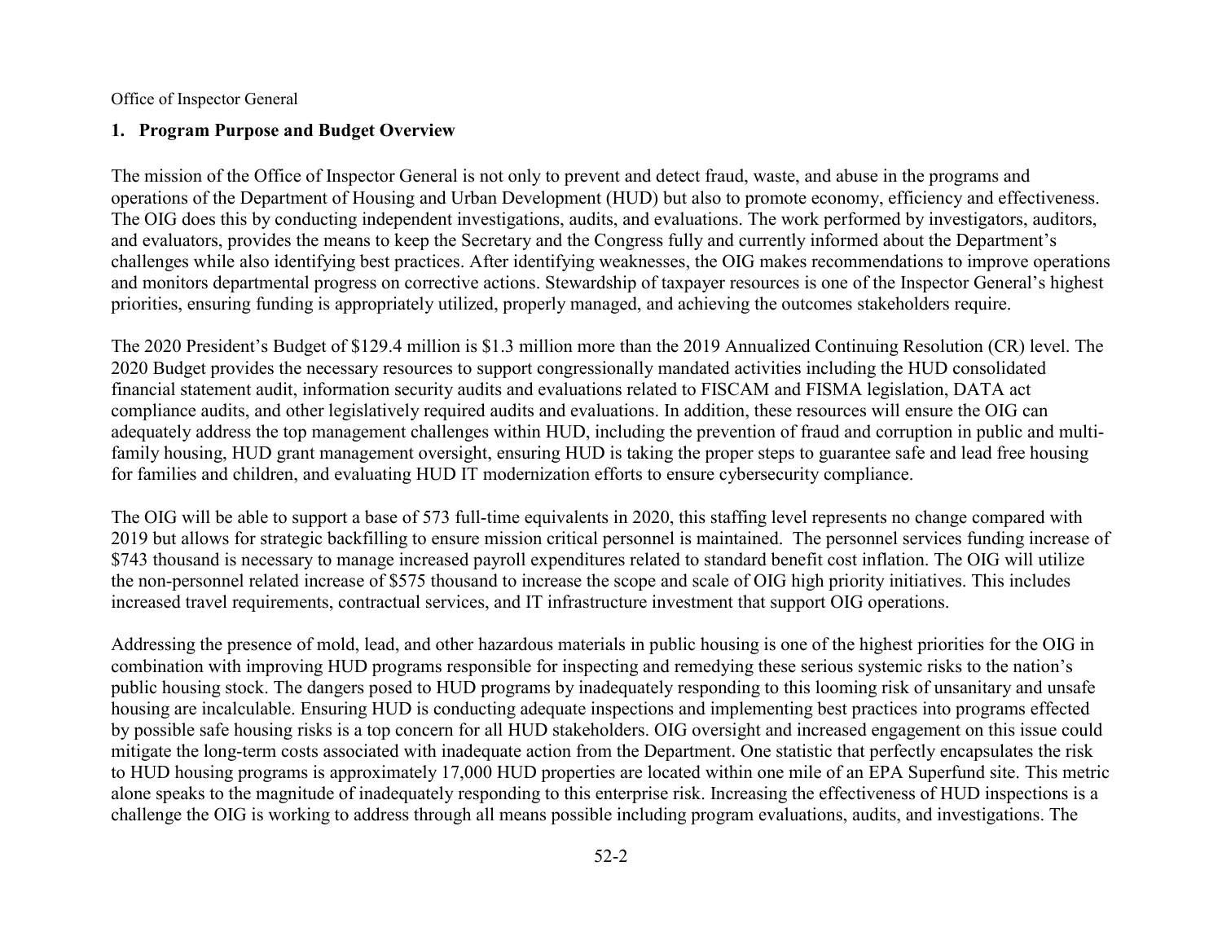Office of Inspector General

## 1. Program Purpose and Budget Overview

The mission of the Office of Inspector General is not only to prevent and detect fraud, waste, and abuse in the programs and operations of the Department of Housing and Urban Development (HUD) but also to promote economy, efficiency and effectiveness. The OIG does this by conducting independent investigations, audits, and evaluations. The work performed by investigators, auditors, and evaluators, provides the means to keep the Secretary and the Congress fully and currently informed about the Department's challenges while also identifying best practices. After identifying weaknesses, the OIG makes recommendations to improve operations and monitors departmental progress on corrective actions. Stewardship of taxpayer resources is one of the Inspector General's highest priorities, ensuring funding is appropriately utilized, properly managed, and achieving the outcomes stakeholders require.

The 2020 President's Budget of $129.4 million is $1.3 million more than the 2019 Annualized Continuing Resolution (CR) level. The 2020 Budget provides the necessary resources to support congressionally mandated activities including the HUD consolidated financial statement audit, information security audits and evaluations related to FISCAM and FISMA legislation, DATA act compliance audits, and other legislatively required audits and evaluations. In addition, these resources will ensure the OIG can adequately address the top management challenges within HUD, including the prevention of fraud and corruption in public and multi-family housing, HUD grant management oversight, ensuring HUD is taking the proper steps to guarantee safe and lead free housing for families and children, and evaluating HUD IT modernization efforts to ensure cybersecurity compliance.

The OIG will be able to support a base of 573 full-time equivalents in 2020, this staffing level represents no change compared with 2019 but allows for strategic backfilling to ensure mission critical personnel is maintained. The personnel services funding increase of $743 thousand is necessary to manage increased payroll expenditures related to standard benefit cost inflation. The OIG will utilize the non-personnel related increase of $575 thousand to increase the scope and scale of OIG high priority initiatives. This includes increased travel requirements, contractual services, and IT infrastructure investment that support OIG operations.

Addressing the presence of mold, lead, and other hazardous materials in public housing is one of the highest priorities for the OIG in combination with improving HUD programs responsible for inspecting and remedying these serious systemic risks to the nation's public housing stock. The dangers posed to HUD programs by inadequately responding to this looming risk of unsanitary and unsafe housing are incalculable. Ensuring HUD is conducting adequate inspections and implementing best practices into programs effected by possible safe housing risks is a top concern for all HUD stakeholders. OIG oversight and increased engagement on this issue could mitigate the long-term costs associated with inadequate action from the Department. One statistic that perfectly encapsulates the risk to HUD housing programs is approximately 17,000 HUD properties are located within one mile of an EPA Superfund site. This metric alone speaks to the magnitude of inadequately responding to this enterprise risk. Increasing the effectiveness of HUD inspections is a challenge the OIG is working to address through all means possible including program evaluations, audits, and investigations. The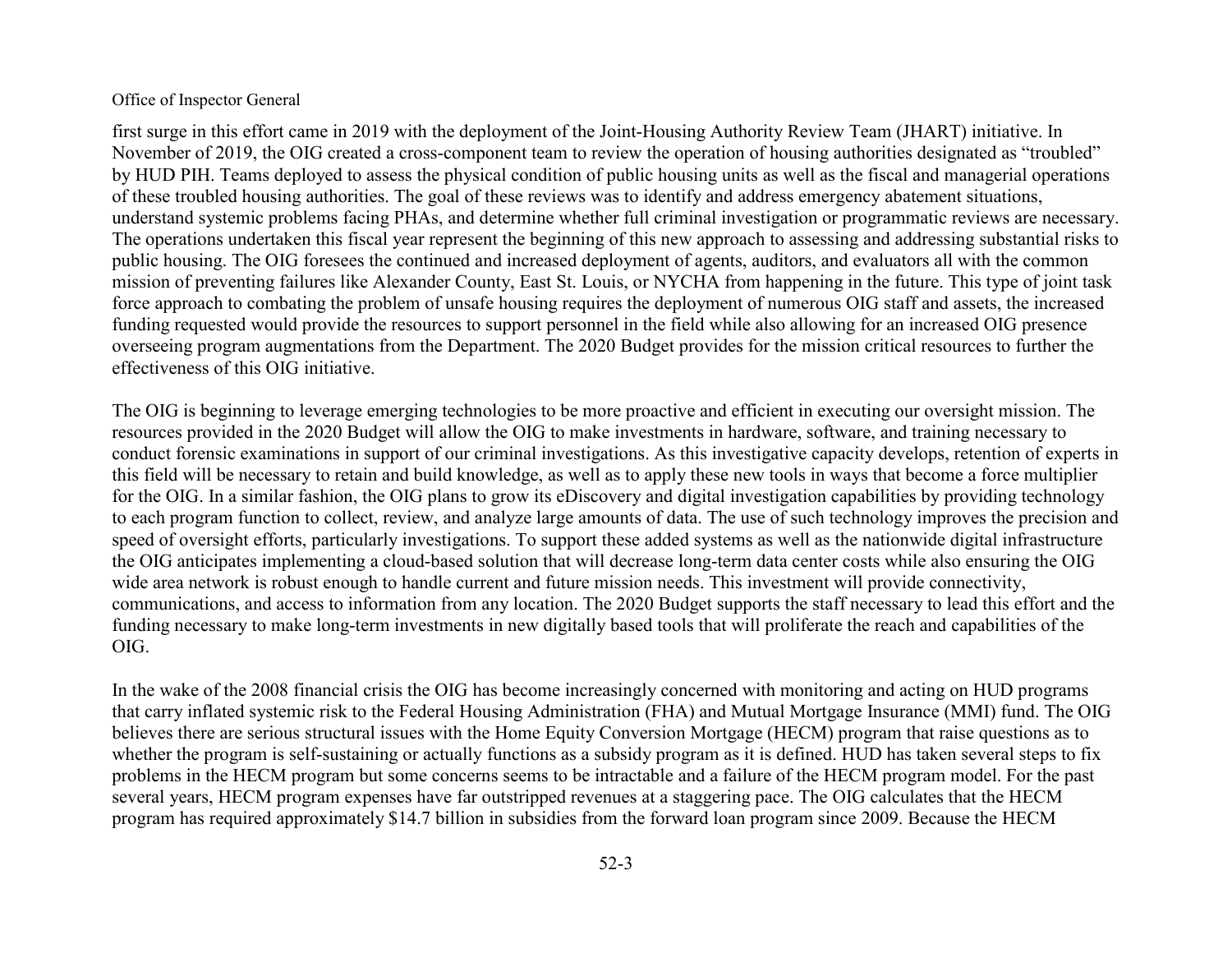first surge in this effort came in 2019 with the deployment of the Joint-Housing Authority Review Team (JHART) initiative. In November of 2019, the OIG created a cross-component team to review the operation of housing authorities designated as “troubled” by HUD PIH. Teams deployed to assess the physical condition of public housing units as well as the fiscal and managerial operations of these troubled housing authorities. The goal of these reviews was to identify and address emergency abatement situations, understand systemic problems facing PHAs, and determine whether full criminal investigation or programmatic reviews are necessary. The operations undertaken this fiscal year represent the beginning of this new approach to assessing and addressing substantial risks to public housing. The OIG foresees the continued and increased deployment of agents, auditors, and evaluators all with the common mission of preventing failures like Alexander County, East St. Louis, or NYCHA from happening in the future. This type of joint task force approach to combating the problem of unsafe housing requires the deployment of numerous OIG staff and assets, the increased funding requested would provide the resources to support personnel in the field while also allowing for an increased OIG presence overseeing program augmentations from the Department. The 2020 Budget provides for the mission critical resources to further the effectiveness of this OIG initiative.

The OIG is beginning to leverage emerging technologies to be more proactive and efficient in executing our oversight mission. The resources provided in the 2020 Budget will allow the OIG to make investments in hardware, software, and training necessary to conduct forensic examinations in support of our criminal investigations. As this investigative capacity develops, retention of experts in this field will be necessary to retain and build knowledge, as well as to apply these new tools in ways that become a force multiplier for the OIG. In a similar fashion, the OIG plans to grow its eDiscovery and digital investigation capabilities by providing technology to each program function to collect, review, and analyze large amounts of data. The use of such technology improves the precision and speed of oversight efforts, particularly investigations. To support these added systems as well as the nationwide digital infrastructure the OIG anticipates implementing a cloud-based solution that will decrease long-term data center costs while also ensuring the OIG wide area network is robust enough to handle current and future mission needs. This investment will provide connectivity, communications, and access to information from any location. The 2020 Budget supports the staff necessary to lead this effort and the funding necessary to make long-term investments in new digitally based tools that will proliferate the reach and capabilities of the OIG.

In the wake of the 2008 financial crisis the OIG has become increasingly concerned with monitoring and acting on HUD programs that carry inflated systemic risk to the Federal Housing Administration (FHA) and Mutual Mortgage Insurance (MMI) fund. The OIG believes there are serious structural issues with the Home Equity Conversion Mortgage (HECM) program that raise questions as to whether the program is self-sustaining or actually functions as a subsidy program as it is defined. HUD has taken several steps to fix problems in the HECM program but some concerns seems to be intractable and a failure of the HECM program model. For the past several years, HECM program expenses have far outstripped revenues at a staggering pace. The OIG calculates that the HECM program has required approximately $14.7 billion in subsidies from the forward loan program since 2009. Because the HECM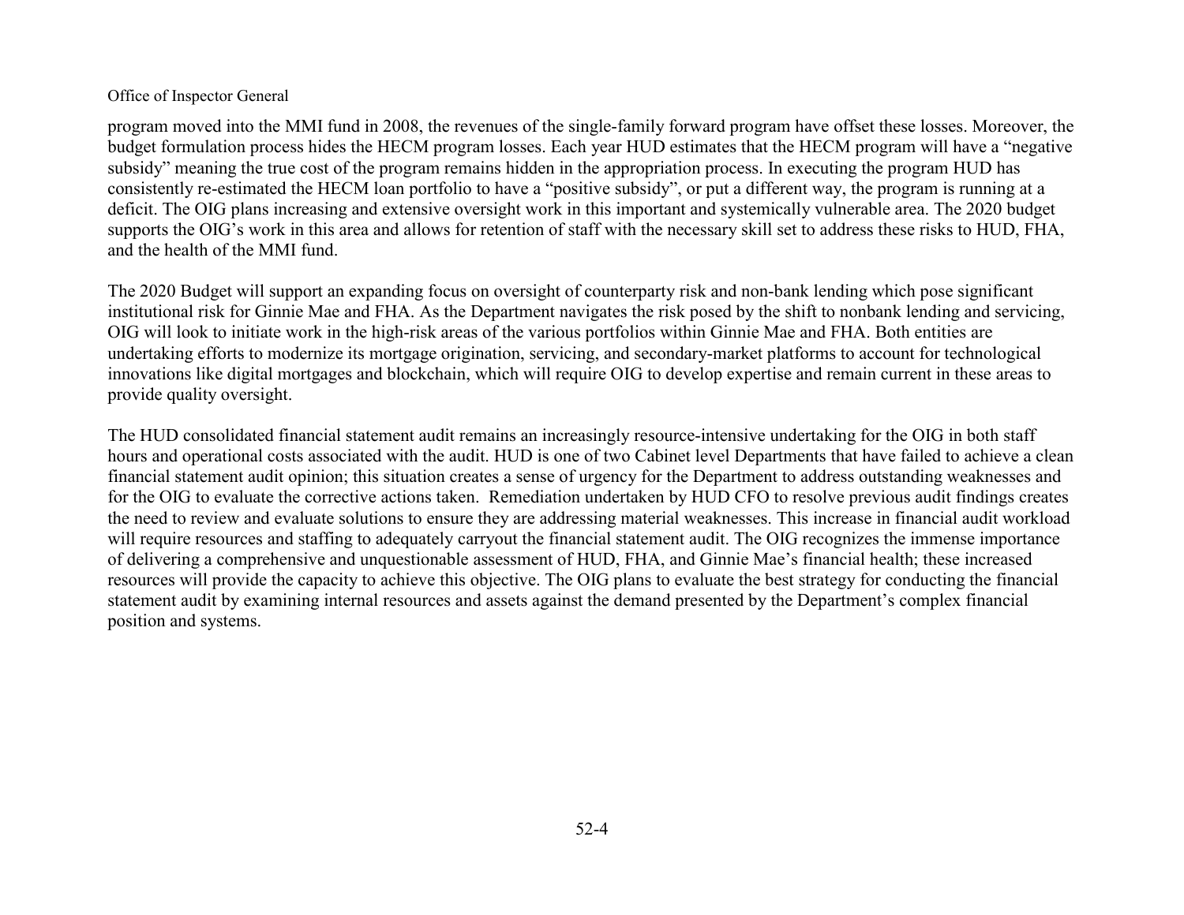program moved into the MMI fund in 2008, the revenues of the single-family forward program have offset these losses. Moreover, the budget formulation process hides the HECM program losses. Each year HUD estimates that the HECM program will have a "negative subsidy" meaning the true cost of the program remains hidden in the appropriation process. In executing the program HUD has consistently re-estimated the HECM loan portfolio to have a "positive subsidy", or put a different way, the program is running at a deficit. The OIG plans increasing and extensive oversight work in this important and systemically vulnerable area. The 2020 budget supports the OIG's work in this area and allows for retention of staff with the necessary skill set to address these risks to HUD, FHA, and the health of the MMI fund.

The 2020 Budget will support an expanding focus on oversight of counterparty risk and non-bank lending which pose significant institutional risk for Ginnie Mae and FHA. As the Department navigates the risk posed by the shift to nonbank lending and servicing, OIG will look to initiate work in the high-risk areas of the various portfolios within Ginnie Mae and FHA. Both entities are undertaking efforts to modernize its mortgage origination, servicing, and secondary-market platforms to account for technological innovations like digital mortgages and blockchain, which will require OIG to develop expertise and remain current in these areas to provide quality oversight.

The HUD consolidated financial statement audit remains an increasingly resource-intensive undertaking for the OIG in both staff hours and operational costs associated with the audit. HUD is one of two Cabinet level Departments that have failed to achieve a clean financial statement audit opinion; this situation creates a sense of urgency for the Department to address outstanding weaknesses and for the OIG to evaluate the corrective actions taken. Remediation undertaken by HUD CFO to resolve previous audit findings creates the need to review and evaluate solutions to ensure they are addressing material weaknesses. This increase in financial audit workload will require resources and staffing to adequately carryout the financial statement audit. The OIG recognizes the immense importance of delivering a comprehensive and unquestionable assessment of HUD, FHA, and Ginnie Mae's financial health; these increased resources will provide the capacity to achieve this objective. The OIG plans to evaluate the best strategy for conducting the financial statement audit by examining internal resources and assets against the demand presented by the Department's complex financial position and systems.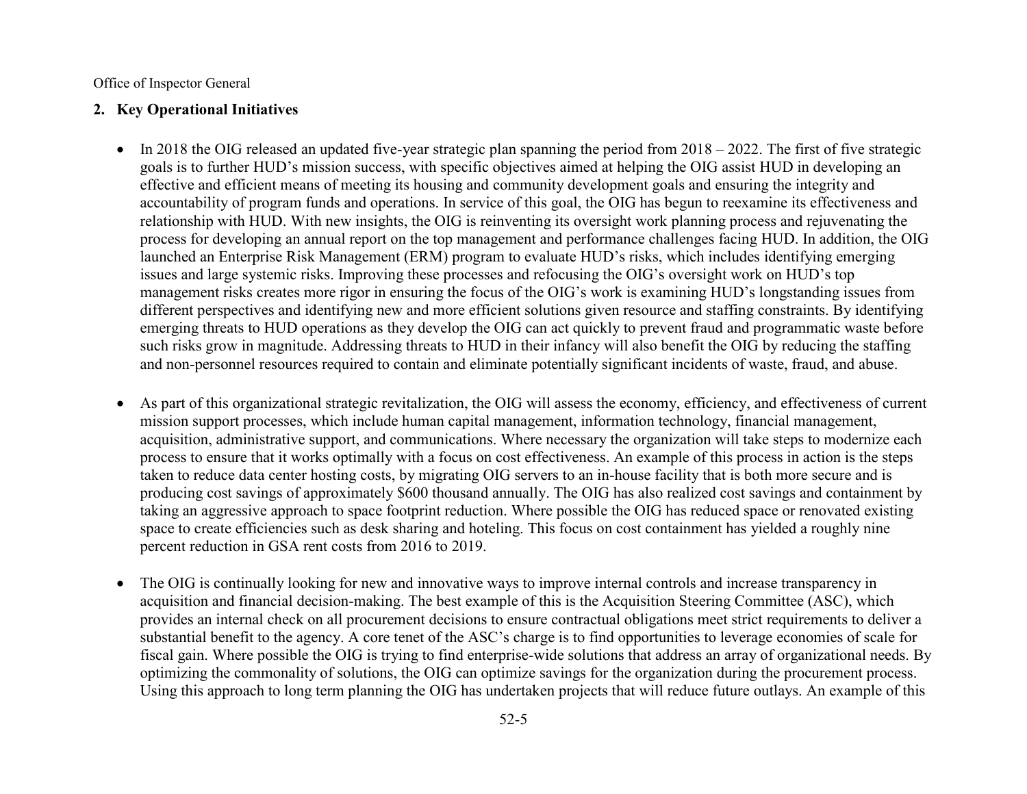## 2. Key Operational Initiatives

- In 2018 the OIG released an updated five-year strategic plan spanning the period from 2018 – 2022. The first of five strategic goals is to further HUD's mission success, with specific objectives aimed at helping the OIG assist HUD in developing an effective and efficient means of meeting its housing and community development goals and ensuring the integrity and accountability of program funds and operations. In service of this goal, the OIG has begun to reexamine its effectiveness and relationship with HUD. With new insights, the OIG is reinventing its oversight work planning process and rejuvenating the process for developing an annual report on the top management and performance challenges facing HUD. In addition, the OIG launched an Enterprise Risk Management (ERM) program to evaluate HUD's risks, which includes identifying emerging issues and large systemic risks. Improving these processes and refocusing the OIG's oversight work on HUD's top management risks creates more rigor in ensuring the focus of the OIG's work is examining HUD's longstanding issues from different perspectives and identifying new and more efficient solutions given resource and staffing constraints. By identifying emerging threats to HUD operations as they develop the OIG can act quickly to prevent fraud and programmatic waste before such risks grow in magnitude. Addressing threats to HUD in their infancy will also benefit the OIG by reducing the staffing and non-personnel resources required to contain and eliminate potentially significant incidents of waste, fraud, and abuse.

- As part of this organizational strategic revitalization, the OIG will assess the economy, efficiency, and effectiveness of current mission support processes, which include human capital management, information technology, financial management, acquisition, administrative support, and communications. Where necessary the organization will take steps to modernize each process to ensure that it works optimally with a focus on cost effectiveness. An example of this process in action is the steps taken to reduce data center hosting costs, by migrating OIG servers to an in-house facility that is both more secure and is producing cost savings of approximately $600 thousand annually. The OIG has also realized cost savings and containment by taking an aggressive approach to space footprint reduction. Where possible the OIG has reduced space or renovated existing space to create efficiencies such as desk sharing and hoteling. This focus on cost containment has yielded a roughly nine percent reduction in GSA rent costs from 2016 to 2019.

- The OIG is continually looking for new and innovative ways to improve internal controls and increase transparency in acquisition and financial decision-making. The best example of this is the Acquisition Steering Committee (ASC), which provides an internal check on all procurement decisions to ensure contractual obligations meet strict requirements to deliver a substantial benefit to the agency. A core tenet of the ASC's charge is to find opportunities to leverage economies of scale for fiscal gain. Where possible the OIG is trying to find enterprise-wide solutions that address an array of organizational needs. By optimizing the commonality of solutions, the OIG can optimize savings for the organization during the procurement process. Using this approach to long term planning the OIG has undertaken projects that will reduce future outlays. An example of this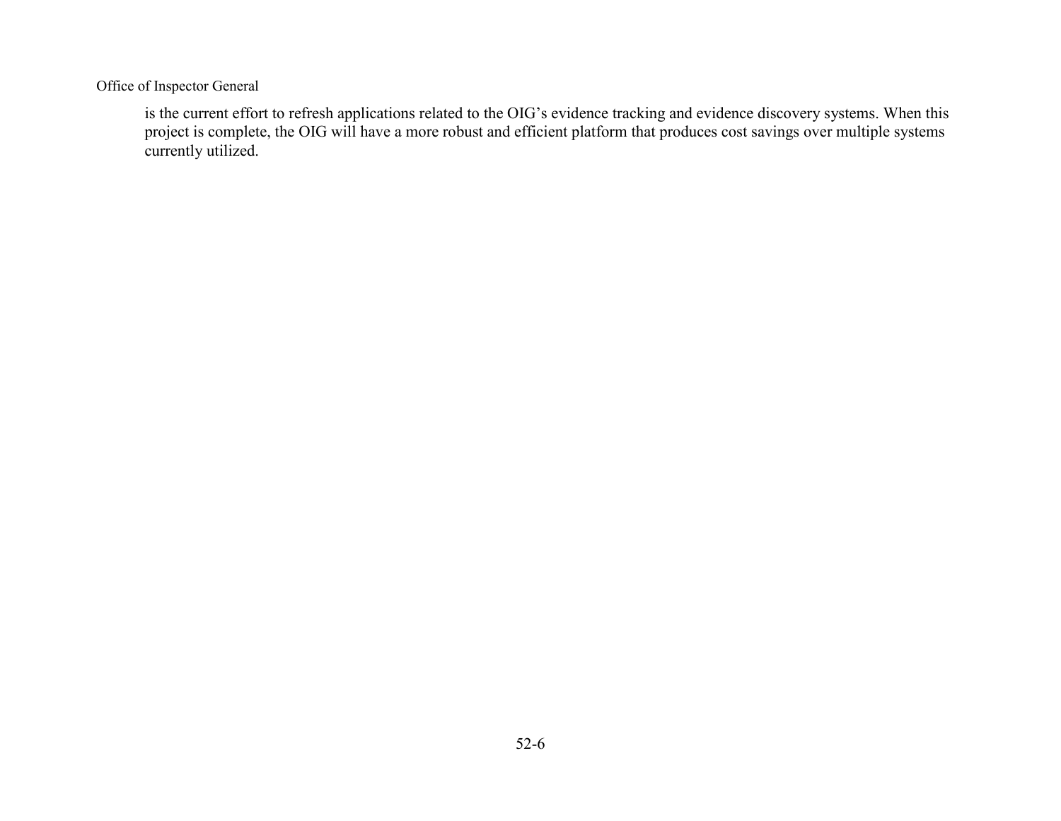is the current effort to refresh applications related to the OIG's evidence tracking and evidence discovery systems. When this project is complete, the OIG will have a more robust and efficient platform that produces cost savings over multiple systems currently utilized.